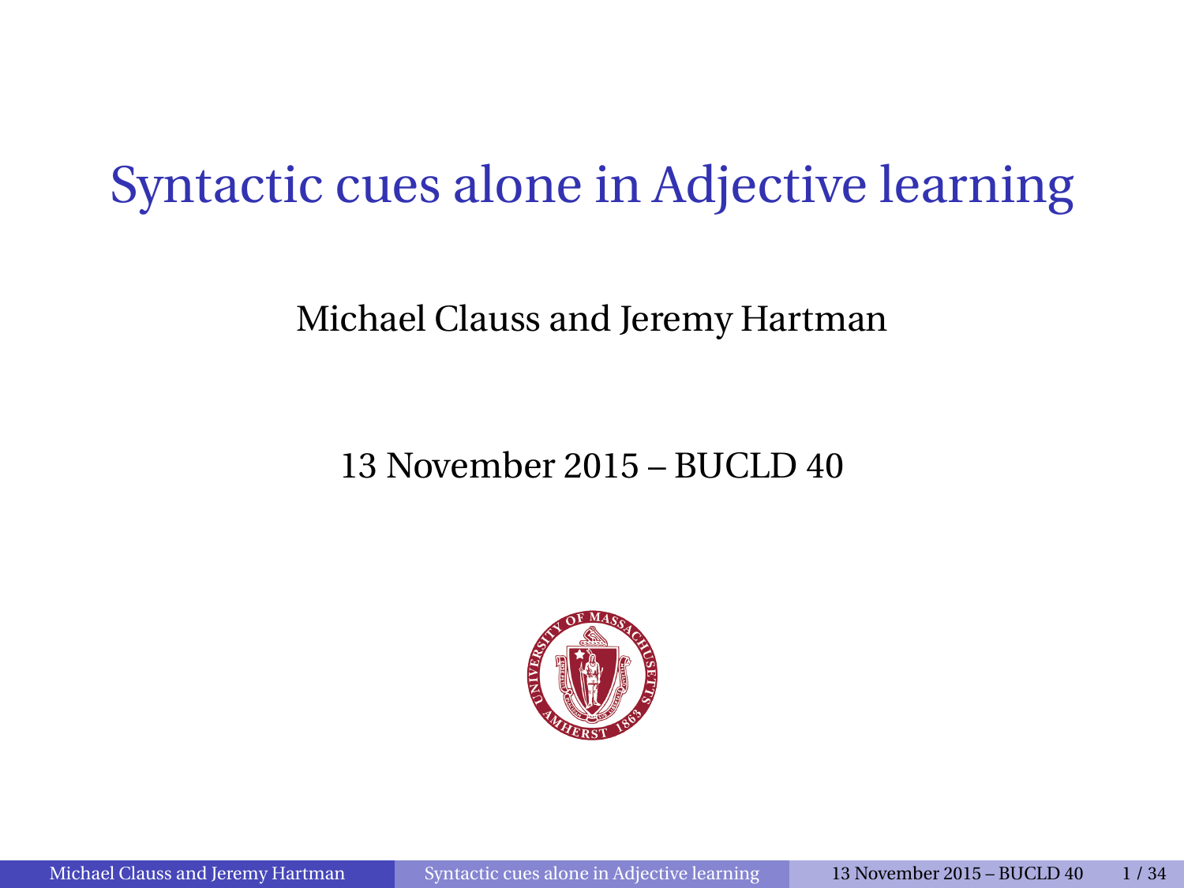# Syntactic cues alone in Adjective learning

Michael Clauss and Jeremy Hartman

13 November 2015 – BUCLD 40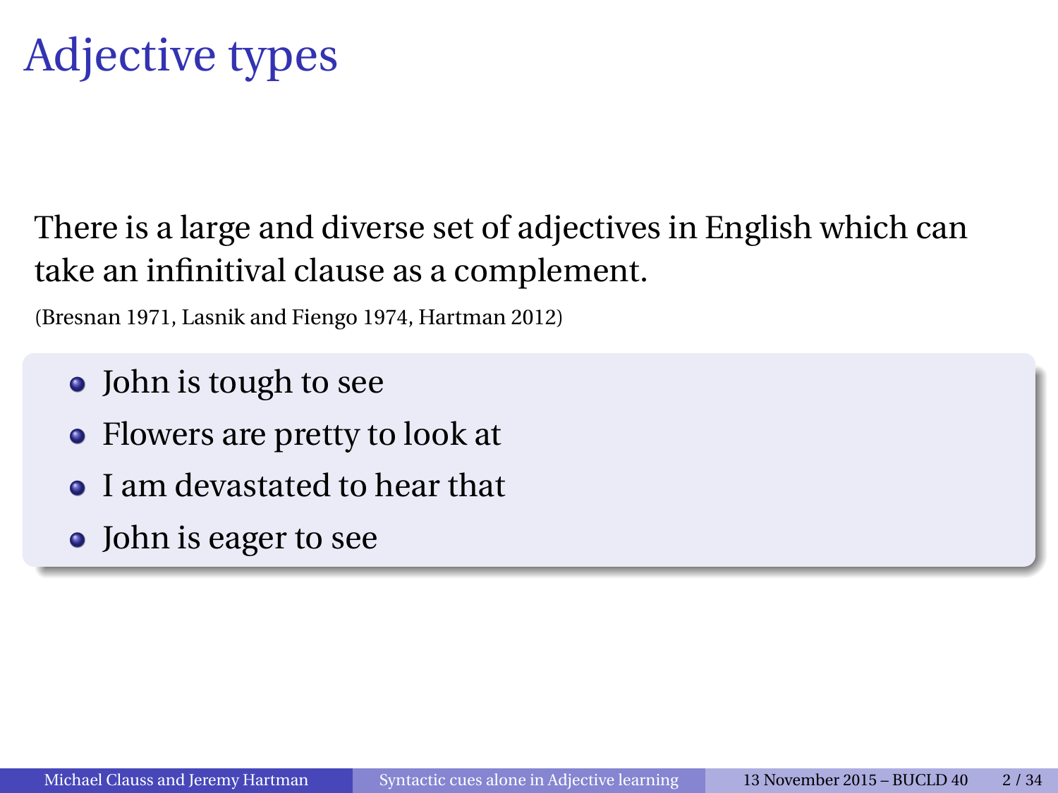# Adjective types

There is a large and diverse set of adjectives in English which can take an infinitival clause as a complement.

(Bresnan 1971, Lasnik and Fiengo 1974, Hartman 2012)

- John is tough to see
- Flowers are pretty to look at
- I am devastated to hear that
- John is eager to see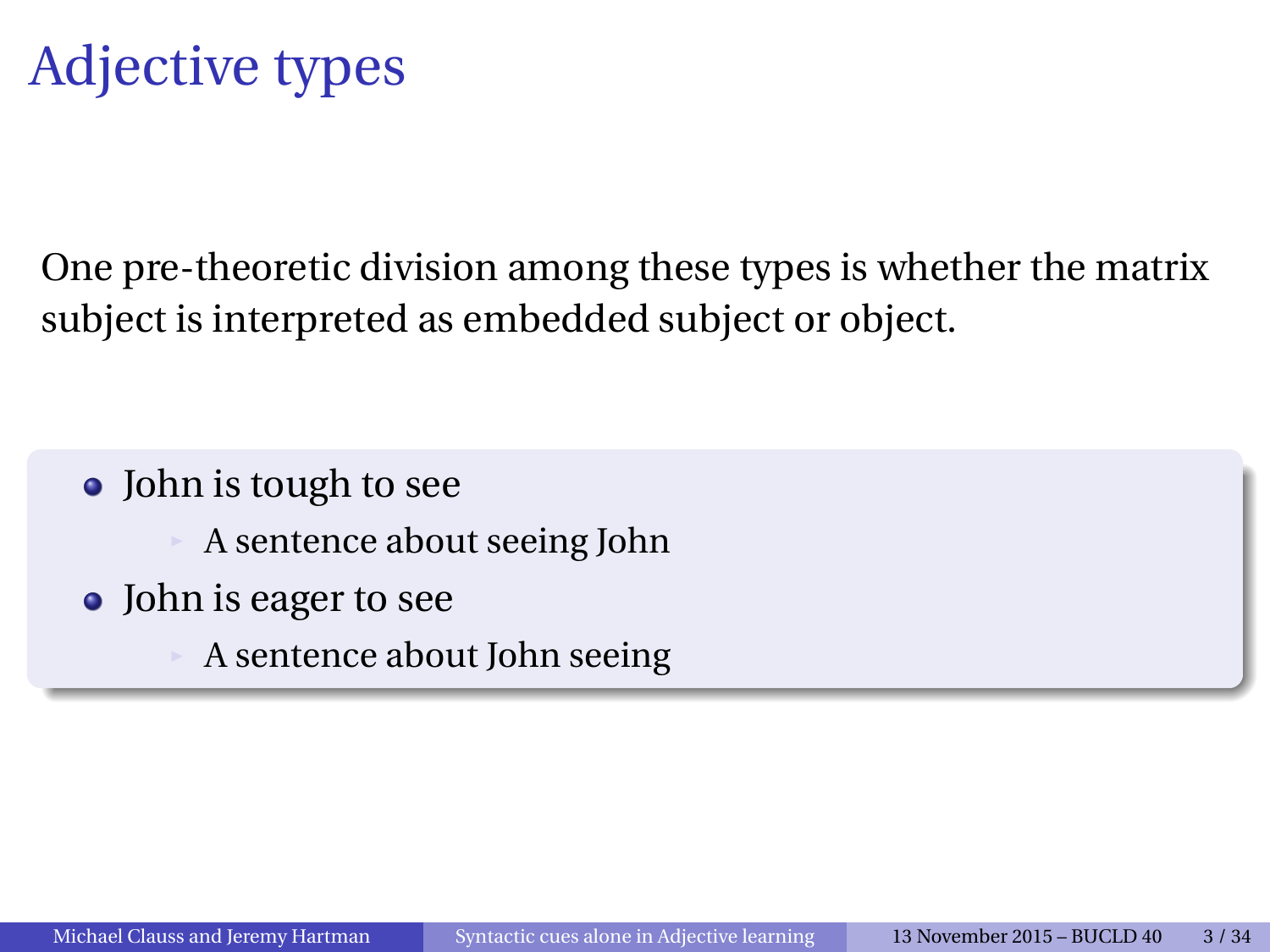# Adjective types

One pre-theoretic division among these types is whether the matrix subject is interpreted as embedded subject or object.

- John is tough to see
  - A sentence about seeing John
- John is eager to see
  - A sentence about John seeing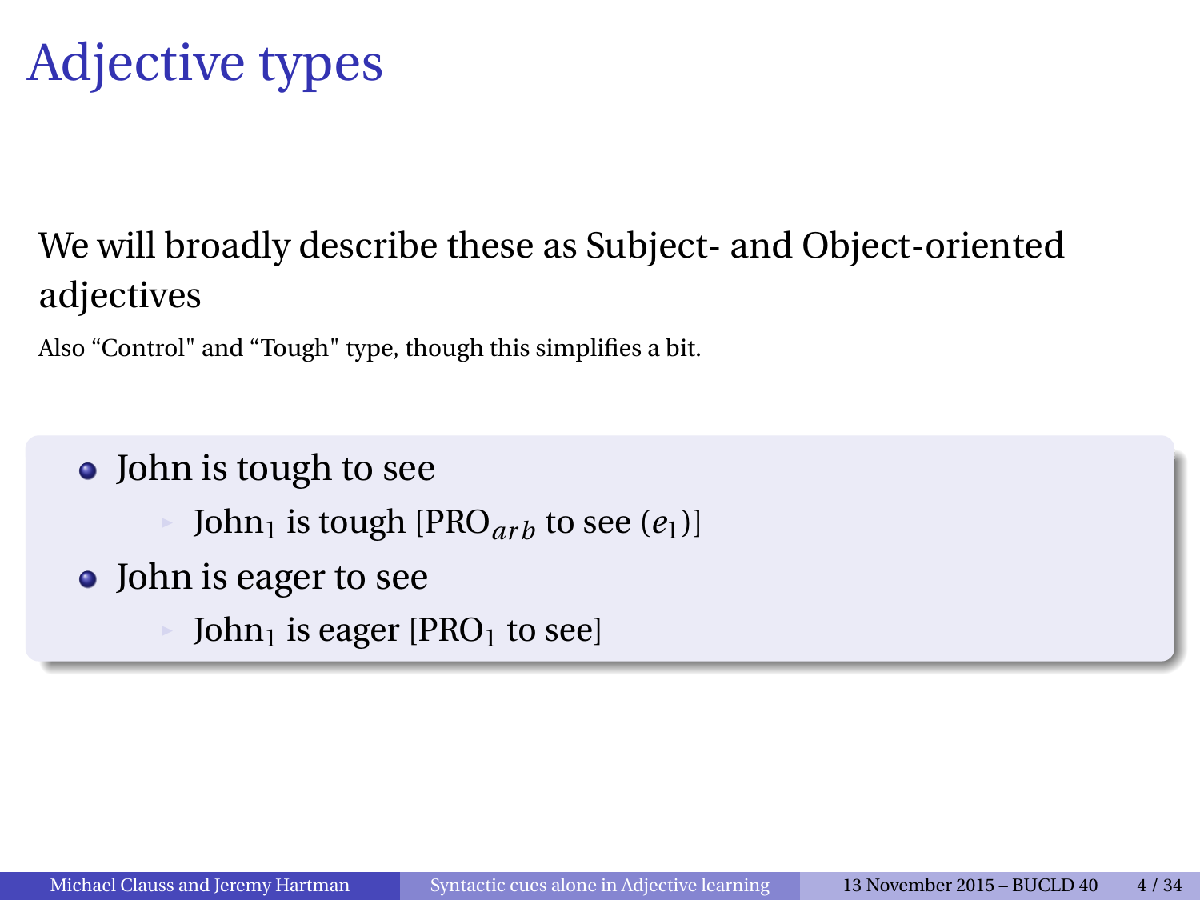# Adjective types

We will broadly describe these as Subject- and Object-oriented adjectives

Also "Control" and "Tough" type, though this simplifies a bit.

- John is tough to see
  - John$_1$ is tough [PRO$_{arb}$ to see ($e_1$)]
- John is eager to see
  - John$_1$ is eager [PRO$_1$ to see]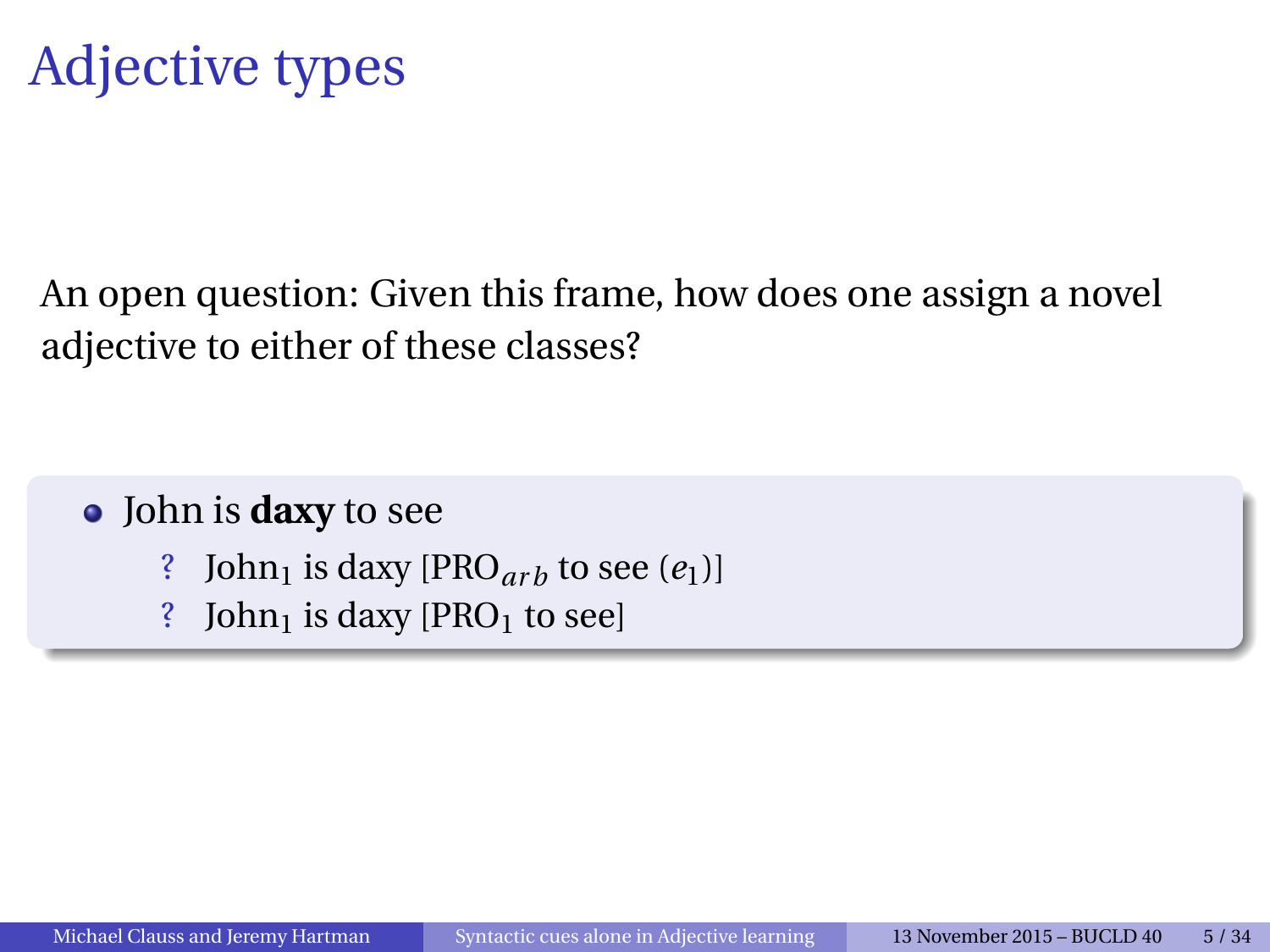# Adjective types

An open question: Given this frame, how does one assign a novel adjective to either of these classes?

- John is **daxy** to see
  - ? John$_1$ is daxy [PRO$_{arb}$ to see ($e_1$)]
  - ? John$_1$ is daxy [PRO$_1$ to see]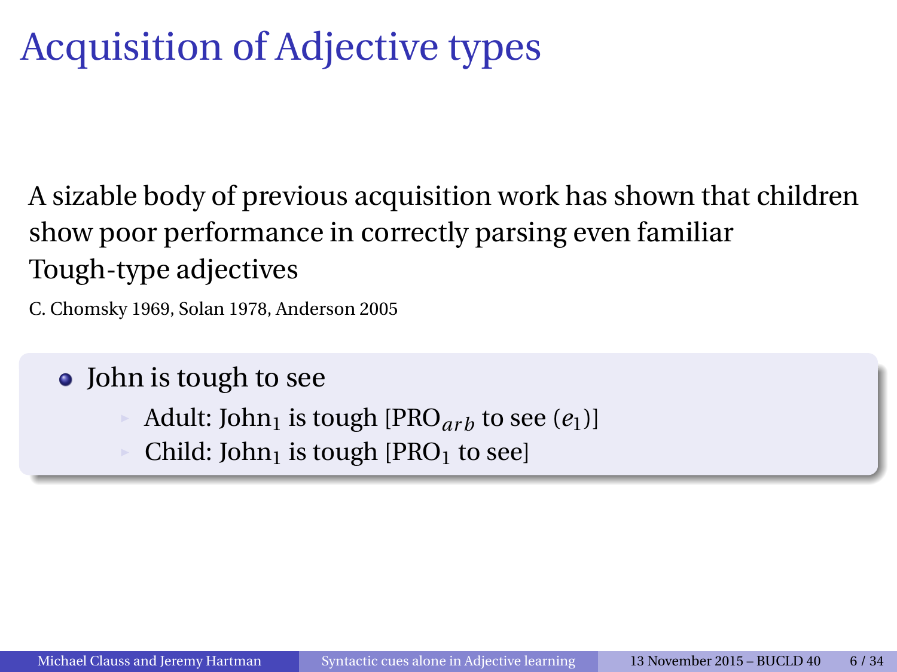# Acquisition of Adjective types

A sizable body of previous acquisition work has shown that children show poor performance in correctly parsing even familiar Tough-type adjectives

C. Chomsky 1969, Solan 1978, Anderson 2005

- John is tough to see
  - Adult: John$_1$ is tough [PRO$_{arb}$ to see ($e_1$)]
  - Child: John$_1$ is tough [PRO$_1$ to see]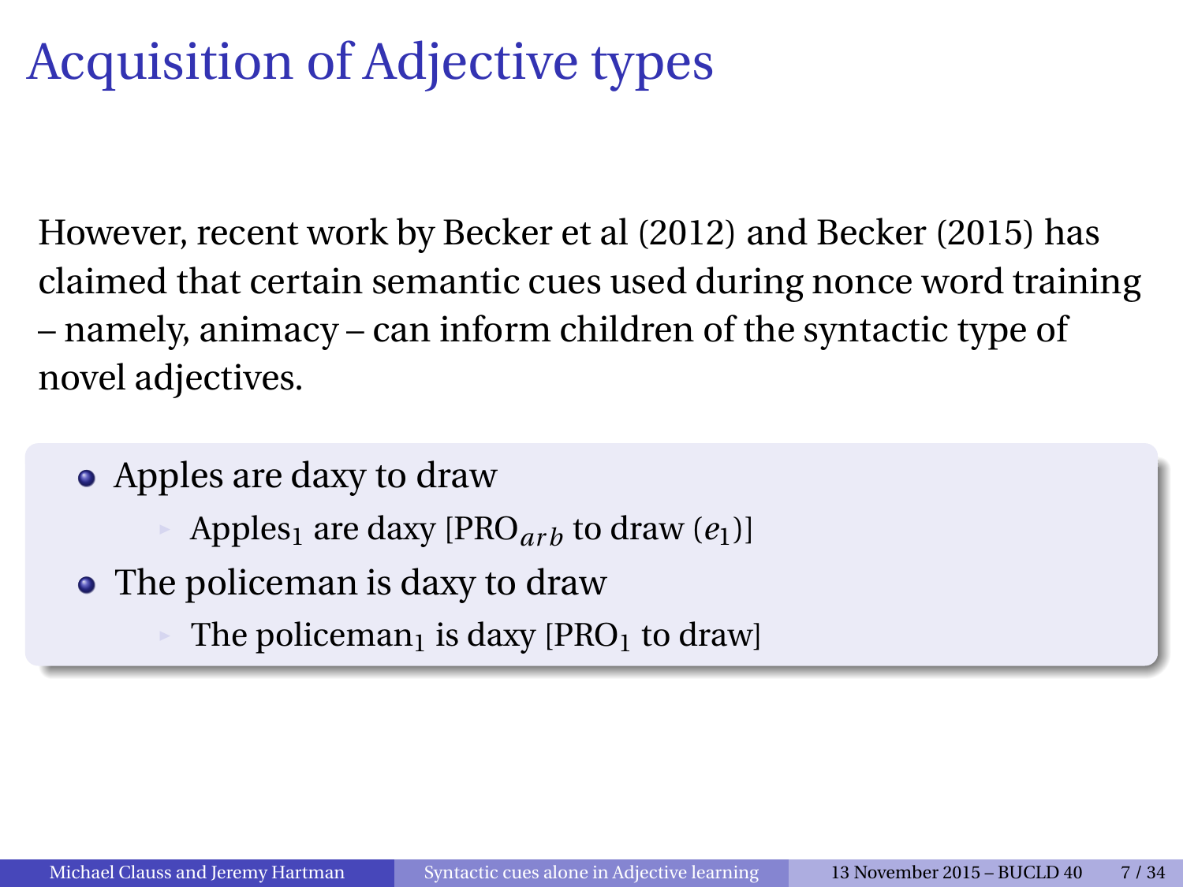# Acquisition of Adjective types

However, recent work by Becker et al (2012) and Becker (2015) has claimed that certain semantic cues used during nonce word training – namely, animacy – can inform children of the syntactic type of novel adjectives.

- Apples are daxy to draw
  - Apples$_1$ are daxy [PRO$_{arb}$ to draw ($e_1$)]
- The policeman is daxy to draw
  - The policeman$_1$ is daxy [PRO$_1$ to draw]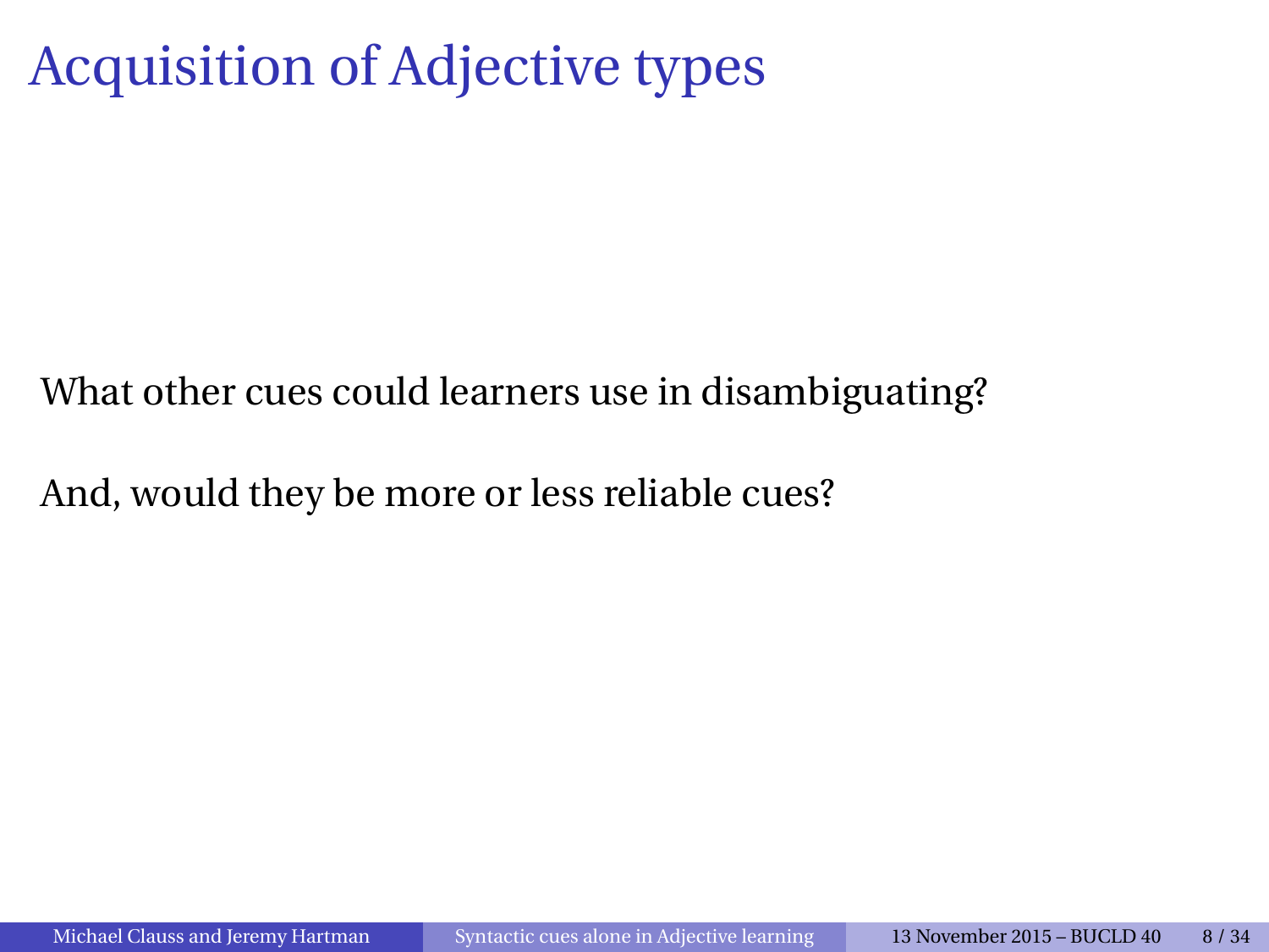# Acquisition of Adjective types

What other cues could learners use in disambiguating?

And, would they be more or less reliable cues?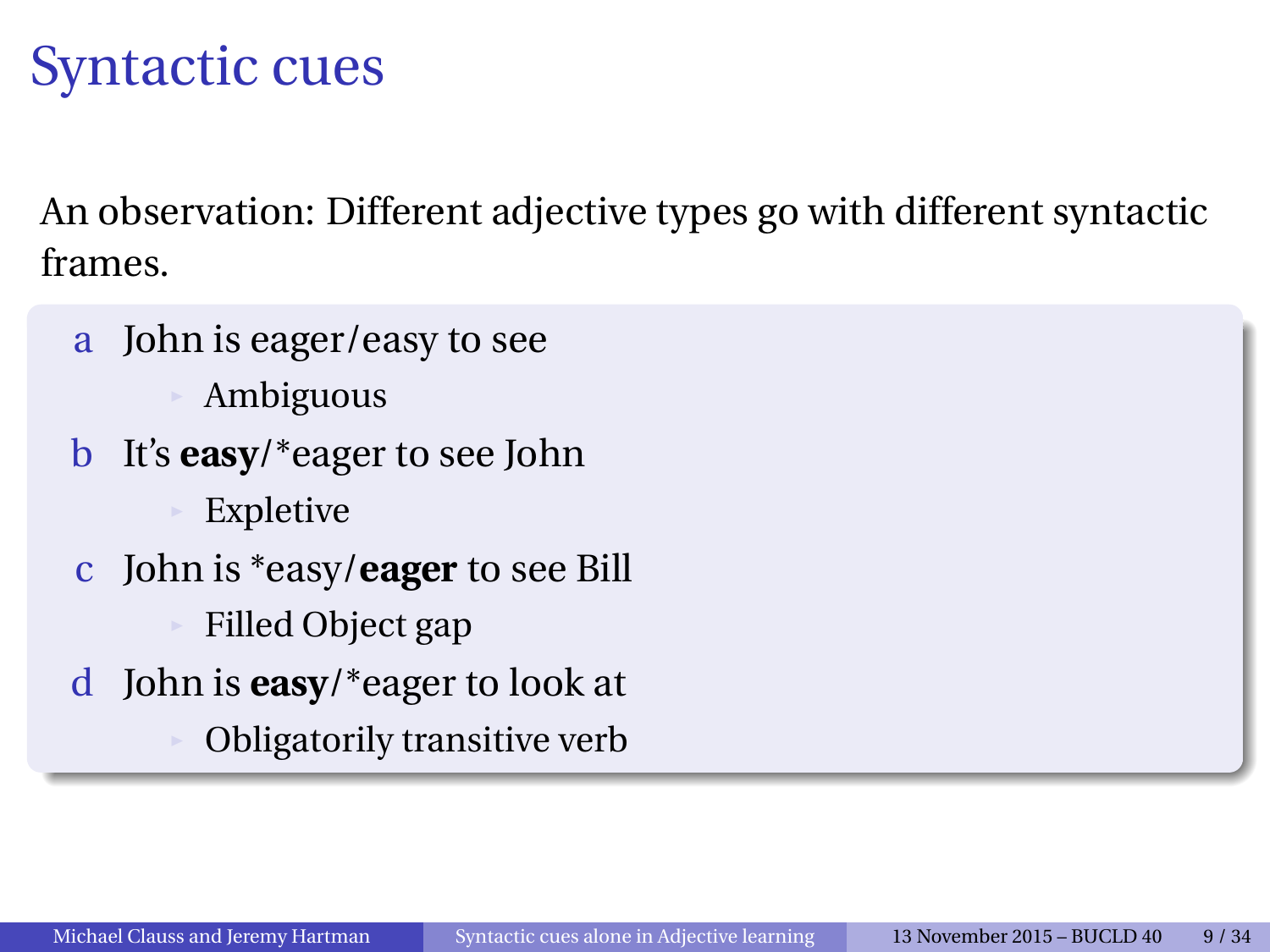# Syntactic cues

An observation: Different adjective types go with different syntactic frames.

a. John is eager/easy to see
   - Ambiguous

b. It's **easy**/*eager to see John
   - Expletive

c. John is *easy/**eager** to see Bill
   - Filled Object gap

d. John is **easy**/*eager to look at
   - Obligatorily transitive verb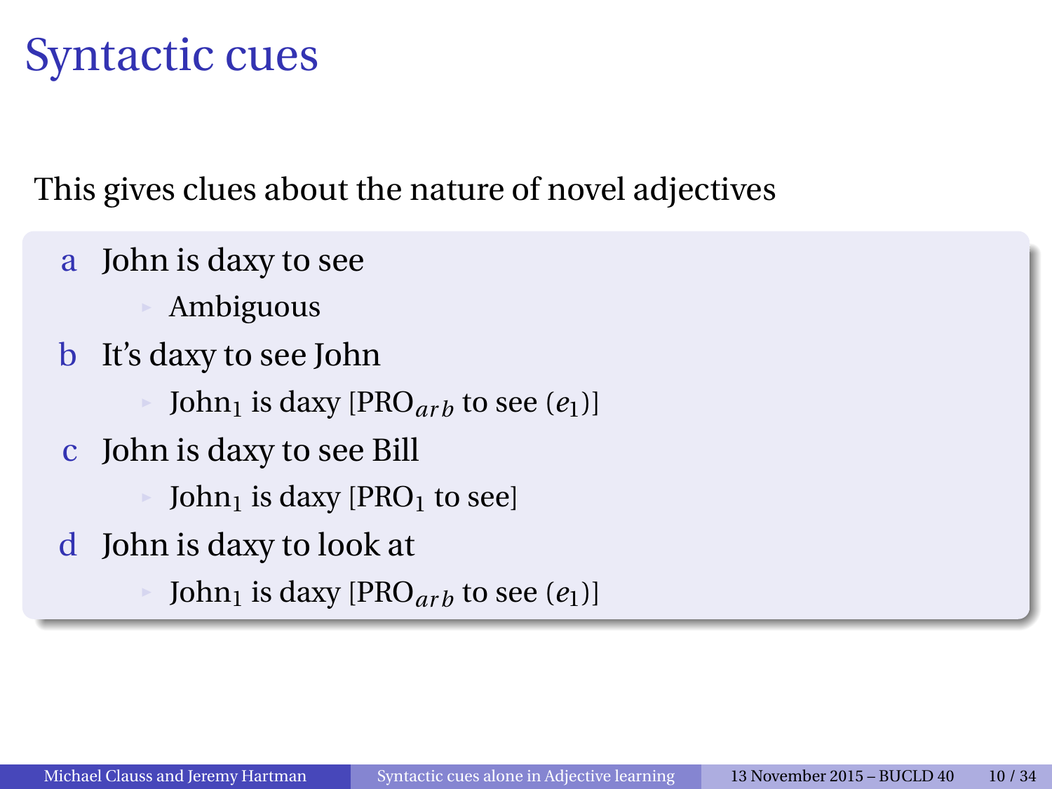# Syntactic cues

This gives clues about the nature of novel adjectives

a. John is daxy to see
   - Ambiguous

b. It's daxy to see John
   - $\text{John}_1$ is daxy [$\text{PRO}_{arb}$ to see ($e_1$)]

c. John is daxy to see Bill
   - $\text{John}_1$ is daxy [$\text{PRO}_1$ to see]

d. John is daxy to look at
   - $\text{John}_1$ is daxy [$\text{PRO}_{arb}$ to see ($e_1$)]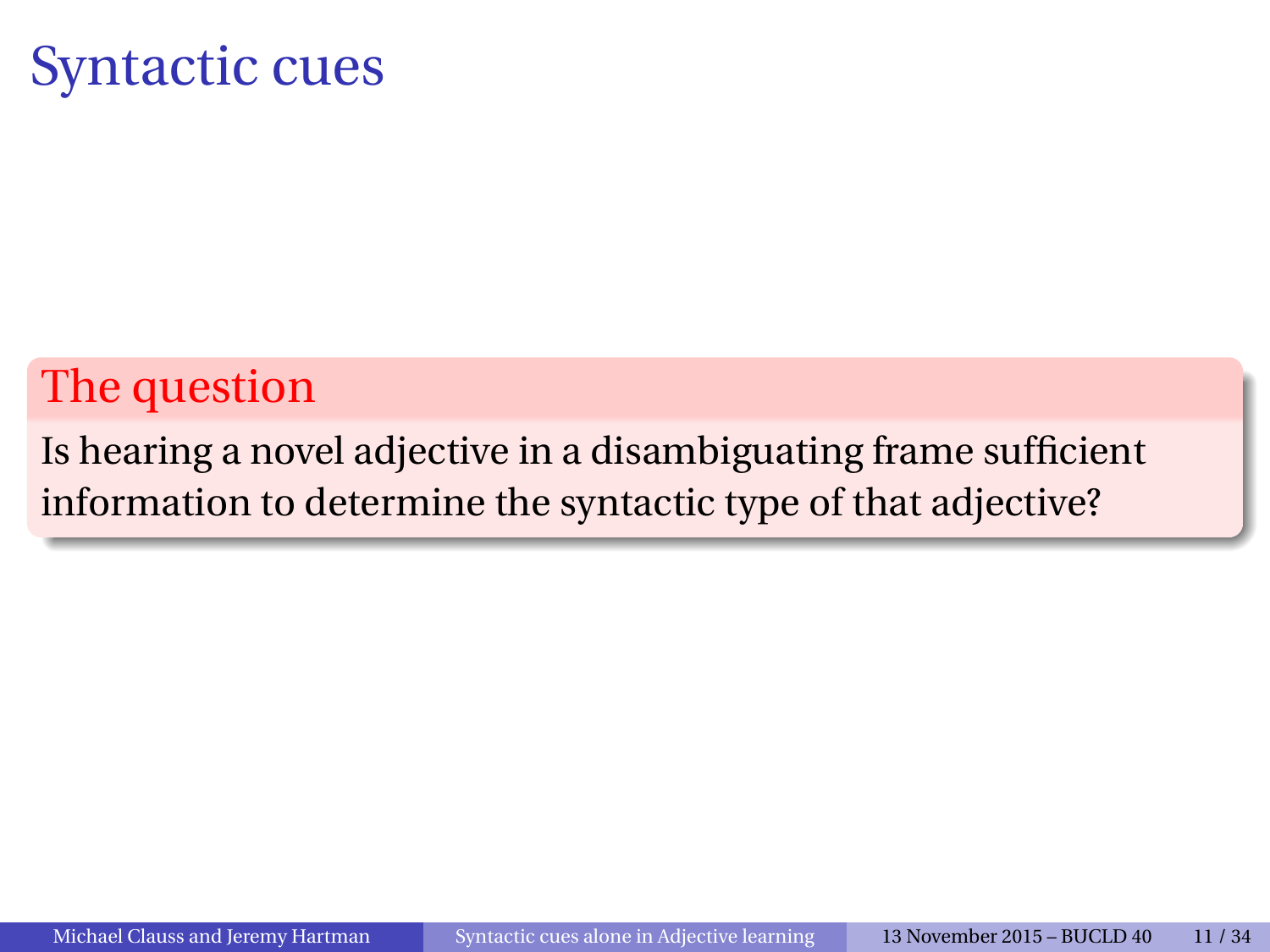# Syntactic cues

**The question**

Is hearing a novel adjective in a disambiguating frame sufficient information to determine the syntactic type of that adjective?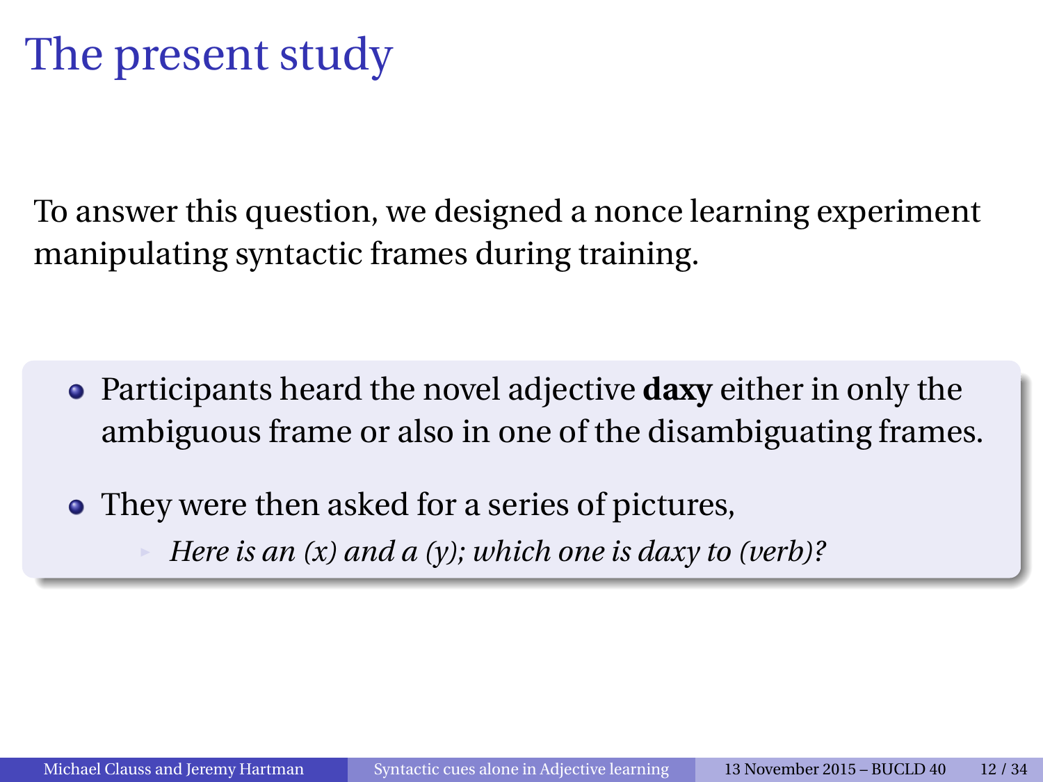# The present study

To answer this question, we designed a nonce learning experiment manipulating syntactic frames during training.

- Participants heard the novel adjective **daxy** either in only the ambiguous frame or also in one of the disambiguating frames.
- They were then asked for a series of pictures,
  - *Here is an (x) and a (y); which one is daxy to (verb)?*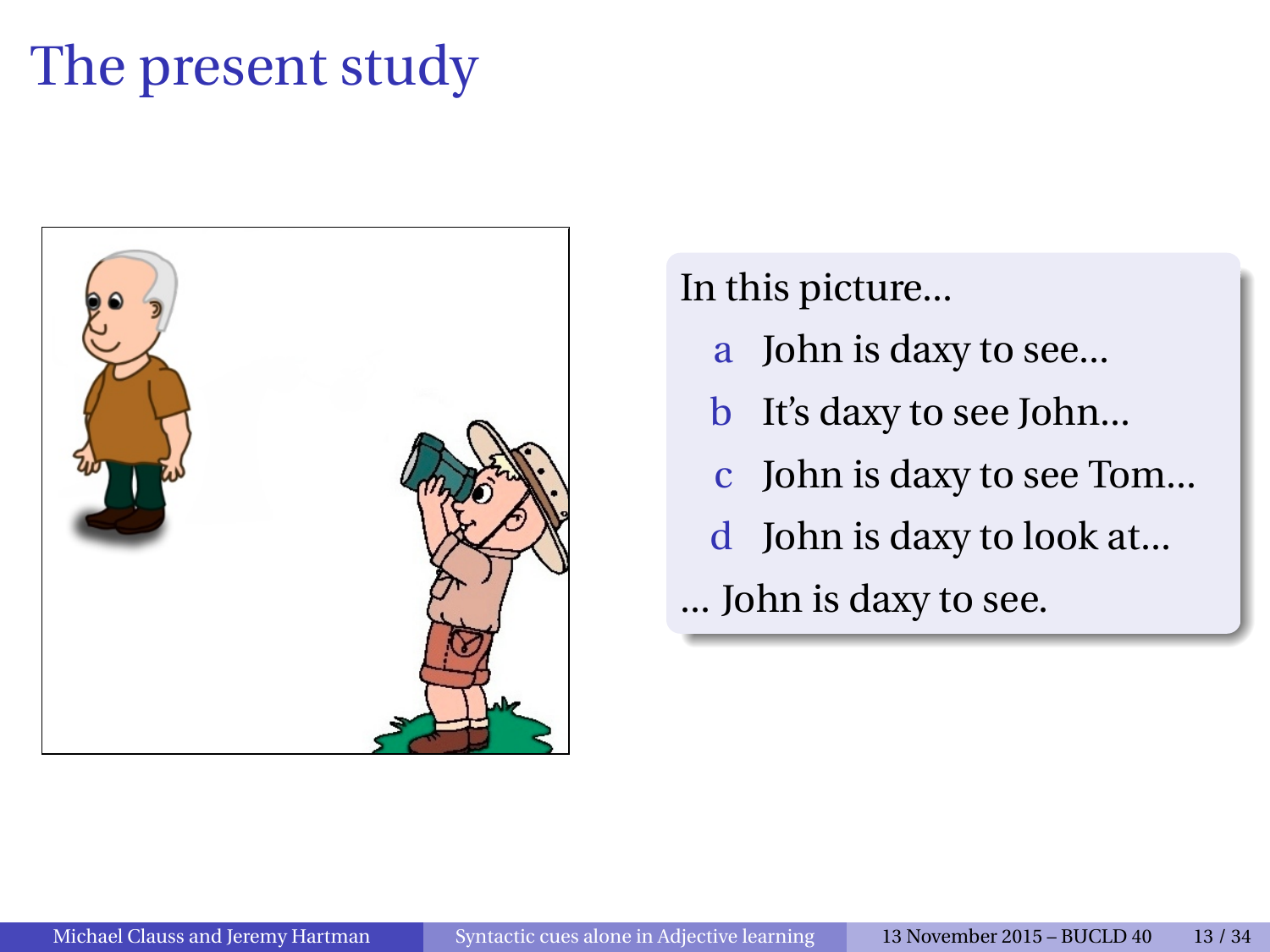# The present study

In this picture...

a  John is daxy to see...

b  It's daxy to see John...

c  John is daxy to see Tom...

d  John is daxy to look at...

... John is daxy to see.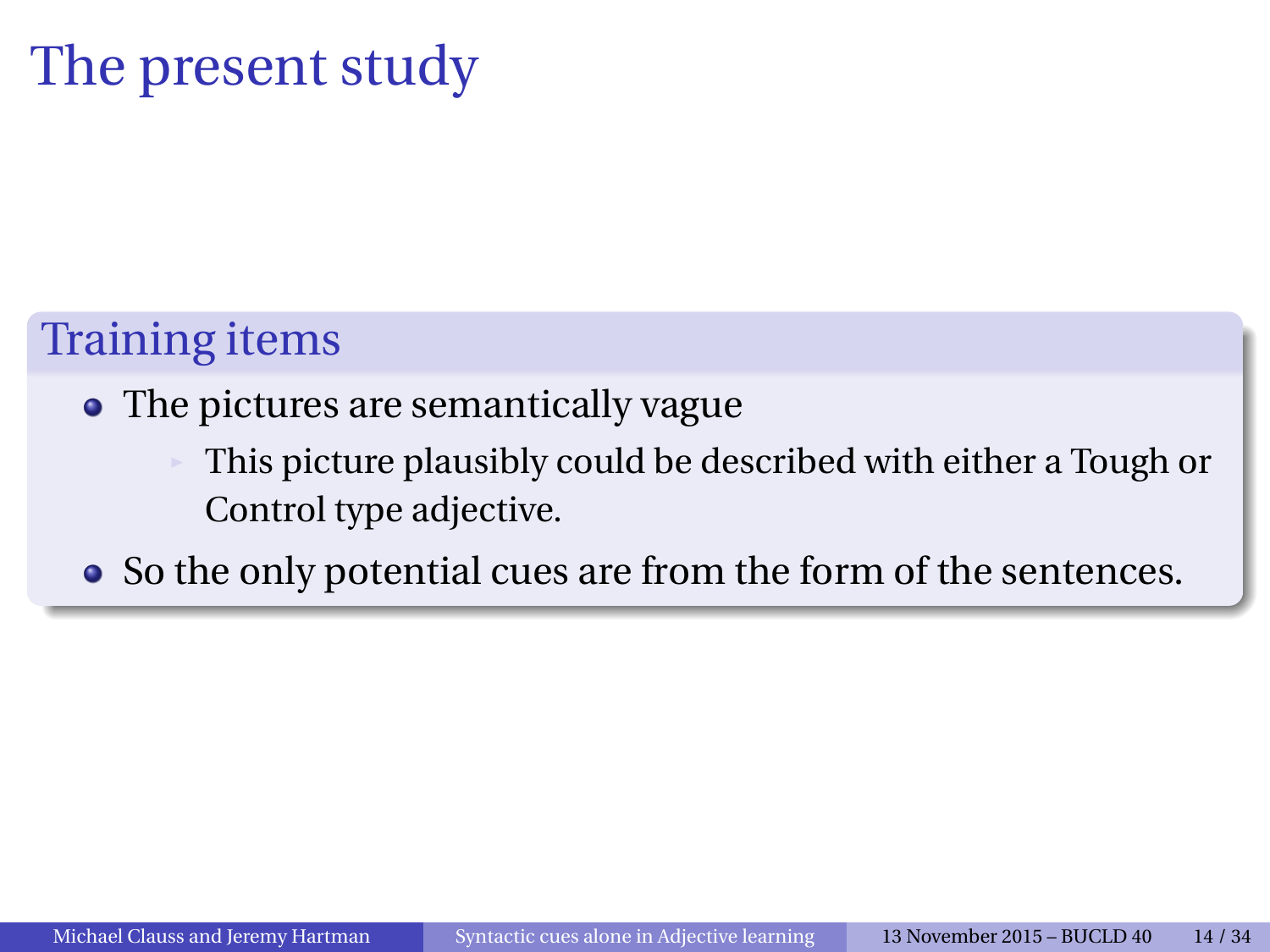# The present study

## Training items

- The pictures are semantically vague
  - This picture plausibly could be described with either a Tough or Control type adjective.
- So the only potential cues are from the form of the sentences.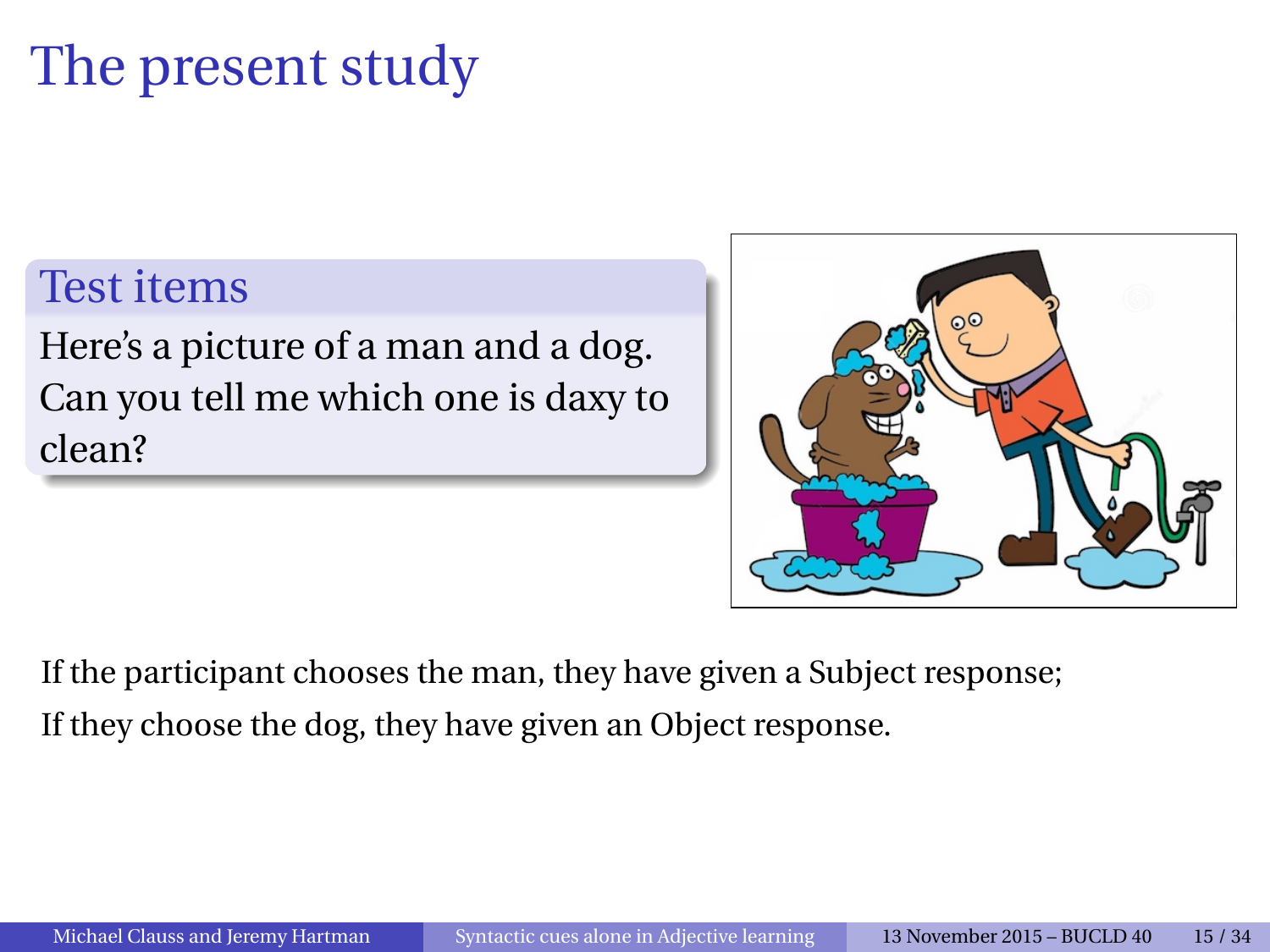# The present study

## Test items

Here's a picture of a man and a dog. Can you tell me which one is daxy to clean?

If the participant chooses the man, they have given a Subject response;
If they choose the dog, they have given an Object response.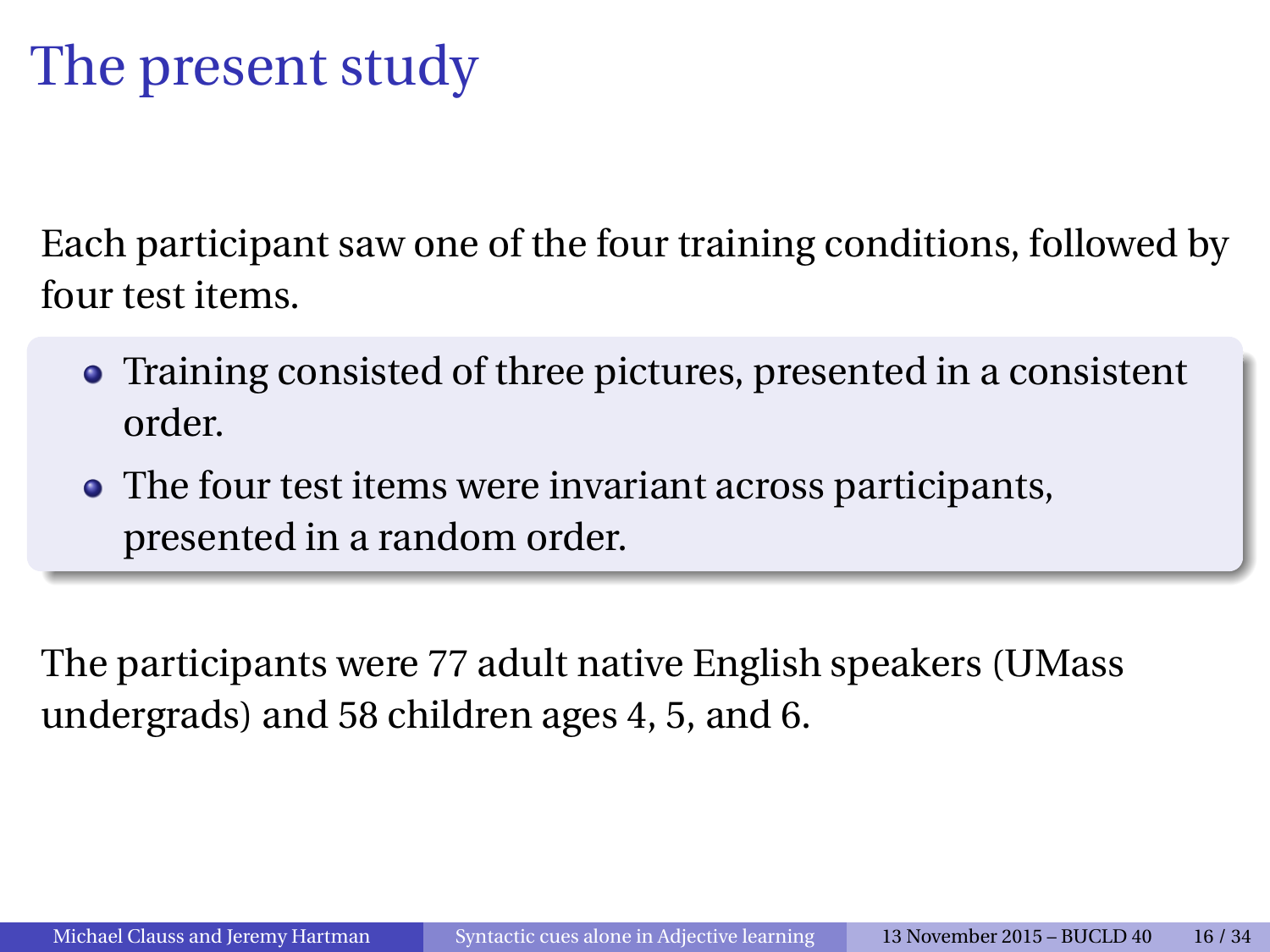# The present study

Each participant saw one of the four training conditions, followed by four test items.

- Training consisted of three pictures, presented in a consistent order.
- The four test items were invariant across participants, presented in a random order.

The participants were 77 adult native English speakers (UMass undergrads) and 58 children ages 4, 5, and 6.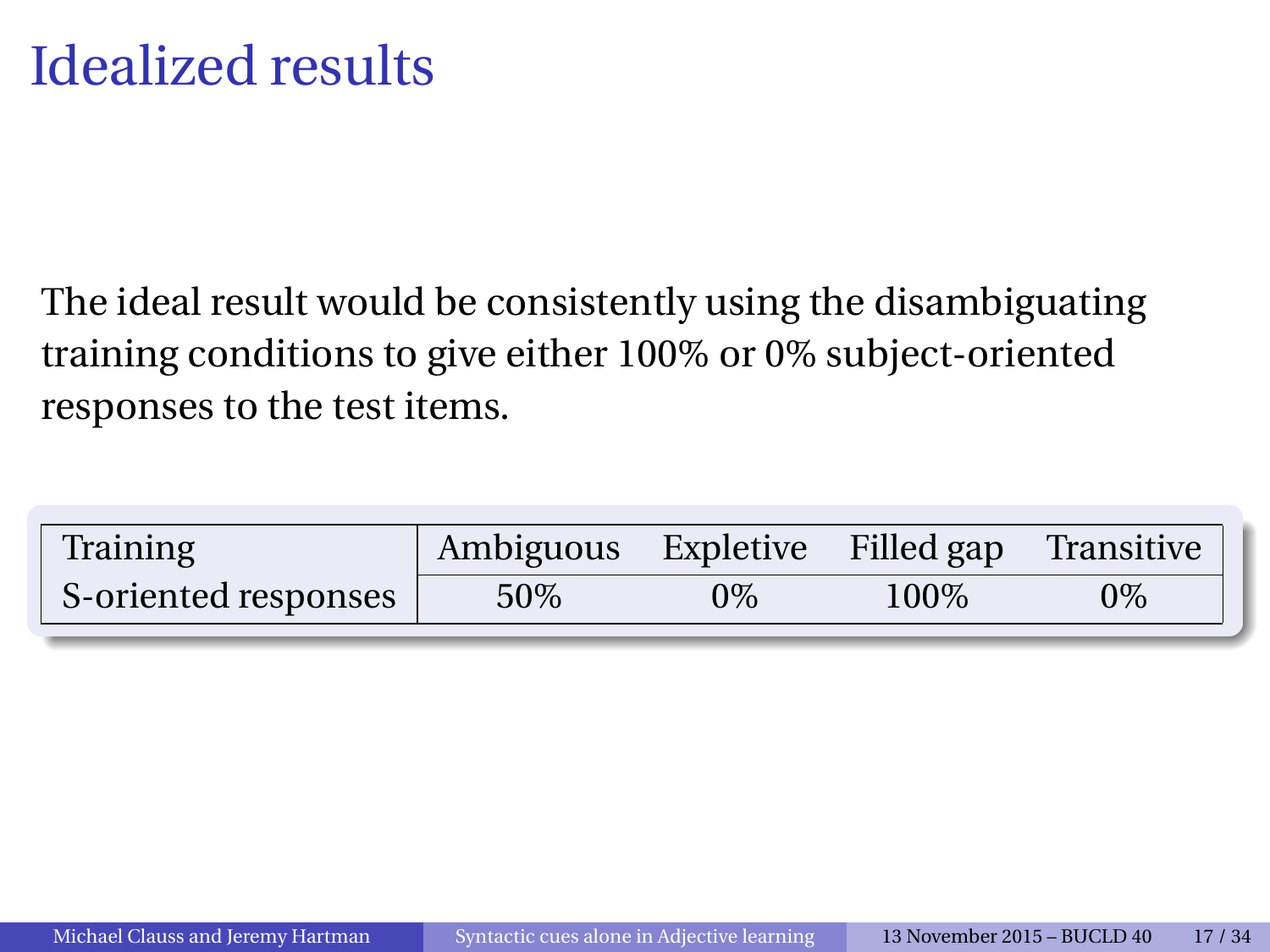# Idealized results

The ideal result would be consistently using the disambiguating training conditions to give either 100% or 0% subject-oriented responses to the test items.

| Training | Ambiguous | Expletive | Filled gap | Transitive |
|---|---|---|---|---|
| S-oriented responses | 50% | 0% | 100% | 0% |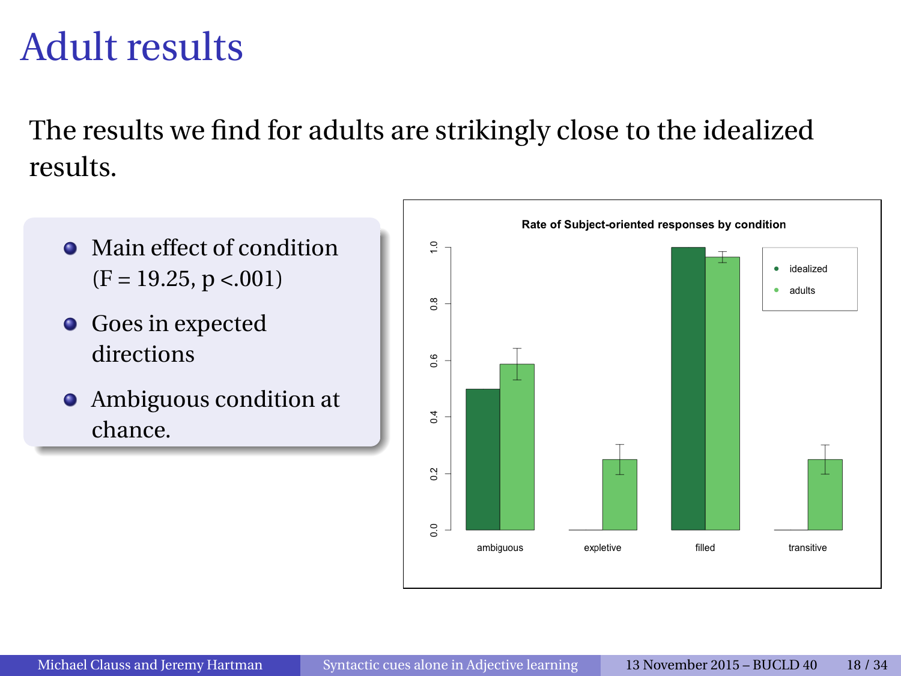# Adult results

The results we find for adults are strikingly close to the idealized results.

- Main effect of condition ($F = 19.25$, $p < .001$)
- Goes in expected directions
- Ambiguous condition at chance.

**Rate of Subject-oriented responses by condition**

| Condition | idealized | adults |
|---|---|---|
| ambiguous | 0.5 | ~0.59 |
| expletive | 0.0 | ~0.25 |
| filled | 1.0 | ~0.97 |
| transitive | 0.0 | ~0.25 |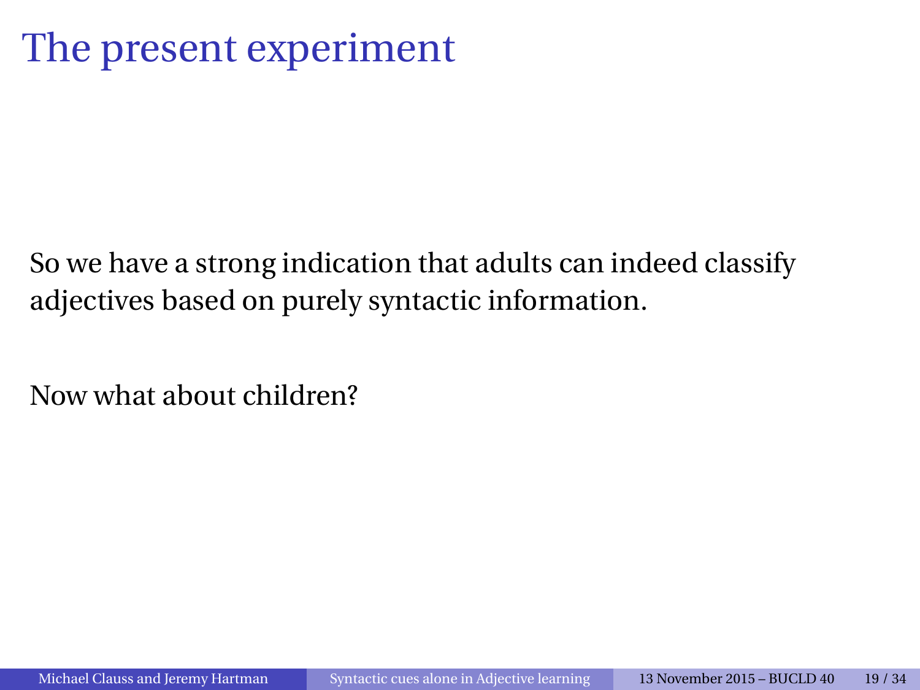# The present experiment

So we have a strong indication that adults can indeed classify adjectives based on purely syntactic information.

Now what about children?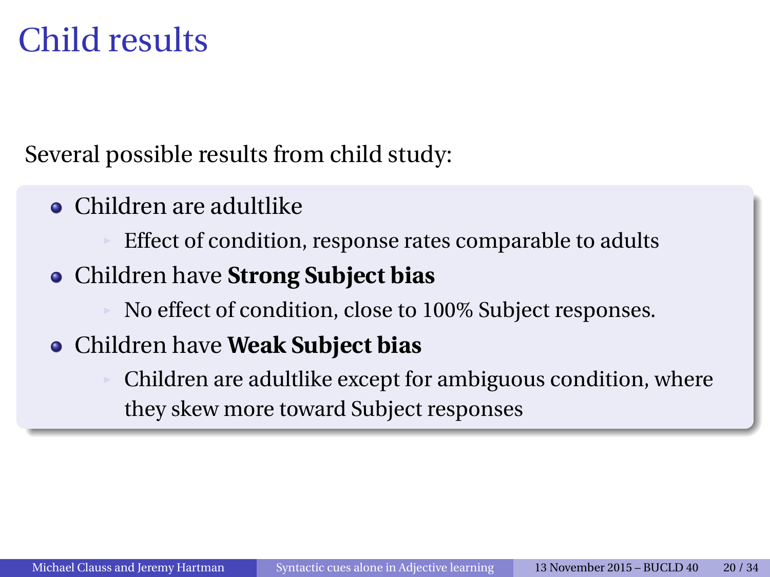# Child results

Several possible results from child study:

- Children are adultlike
  - Effect of condition, response rates comparable to adults
- Children have **Strong Subject bias**
  - No effect of condition, close to 100% Subject responses.
- Children have **Weak Subject bias**
  - Children are adultlike except for ambiguous condition, where they skew more toward Subject responses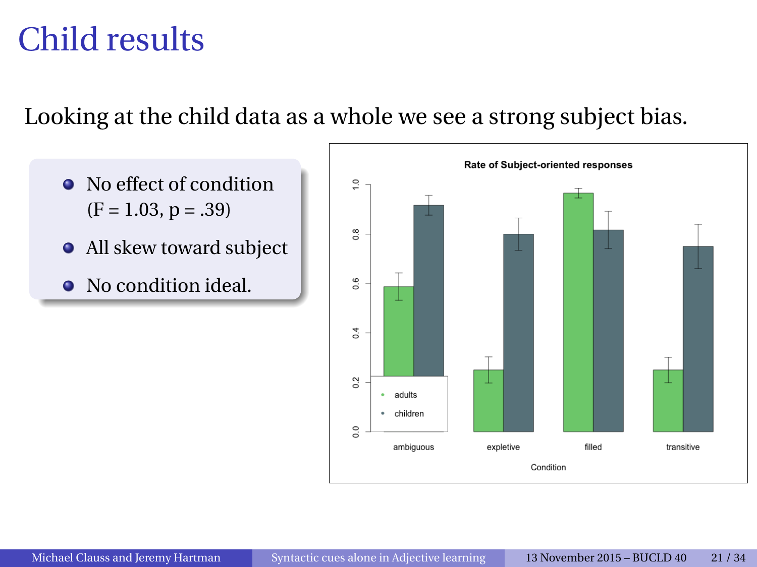# Child results

Looking at the child data as a whole we see a strong subject bias.

- No effect of condition ($F = 1.03$, $p = .39$)
- All skew toward subject
- No condition ideal.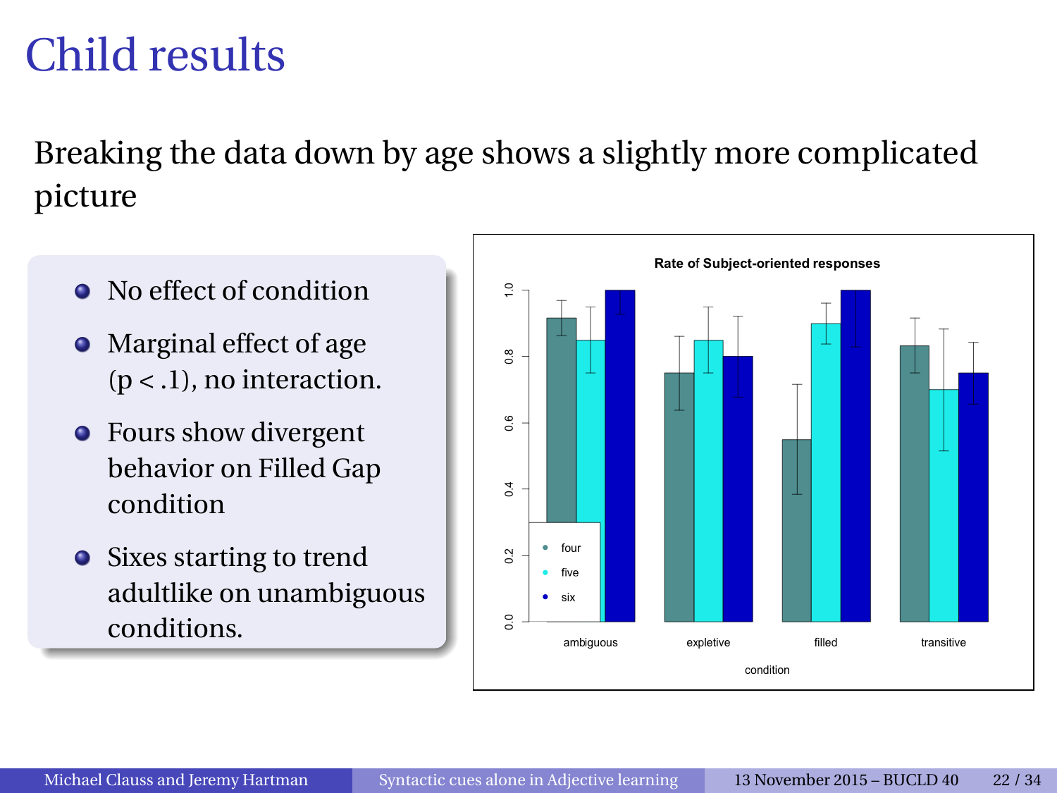# Child results

Breaking the data down by age shows a slightly more complicated picture

- No effect of condition
- Marginal effect of age ($p < .1$), no interaction.
- Fours show divergent behavior on Filled Gap condition
- Sixes starting to trend adultlike on unambiguous conditions.

Rate of Subject-oriented responses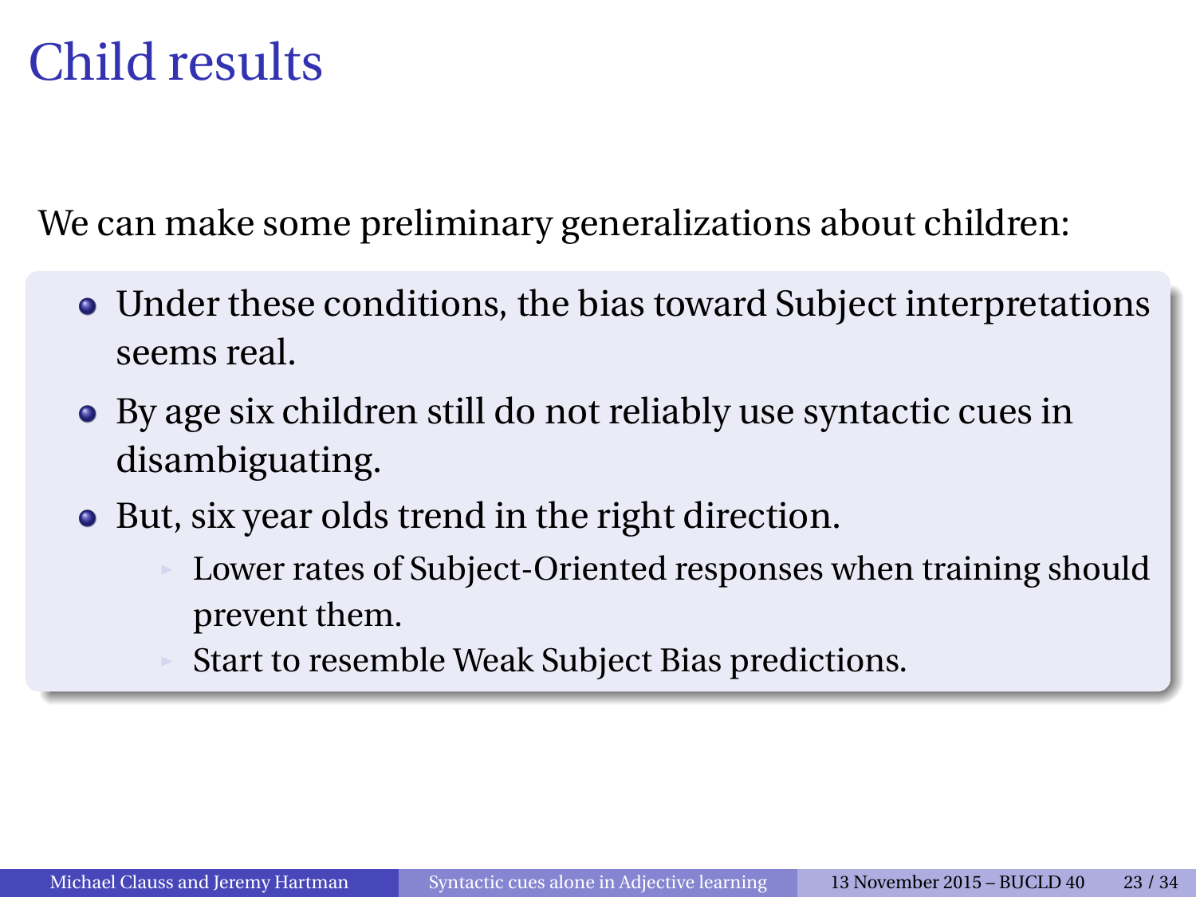# Child results

We can make some preliminary generalizations about children:

- Under these conditions, the bias toward Subject interpretations seems real.
- By age six children still do not reliably use syntactic cues in disambiguating.
- But, six year olds trend in the right direction.
  - Lower rates of Subject-Oriented responses when training should prevent them.
  - Start to resemble Weak Subject Bias predictions.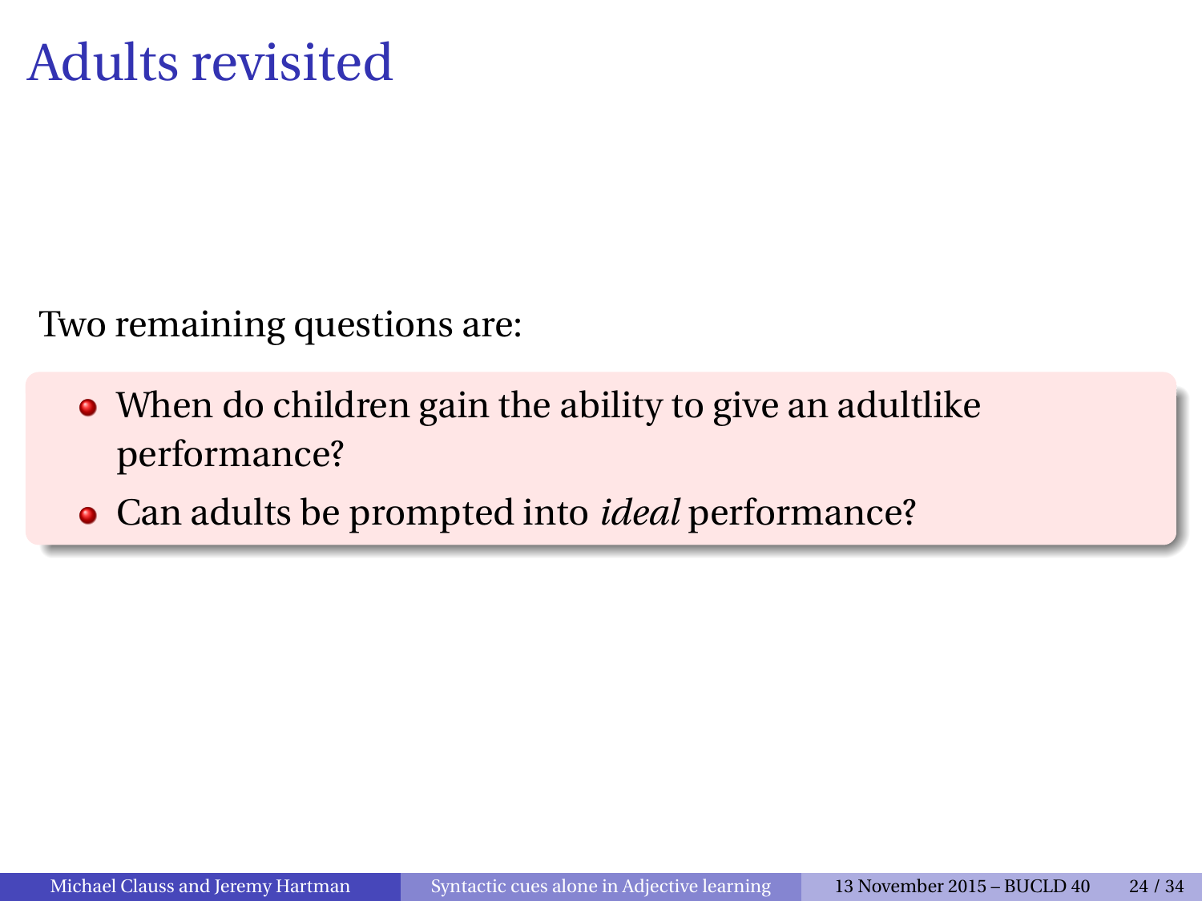# Adults revisited

Two remaining questions are:

- When do children gain the ability to give an adultlike performance?
- Can adults be prompted into *ideal* performance?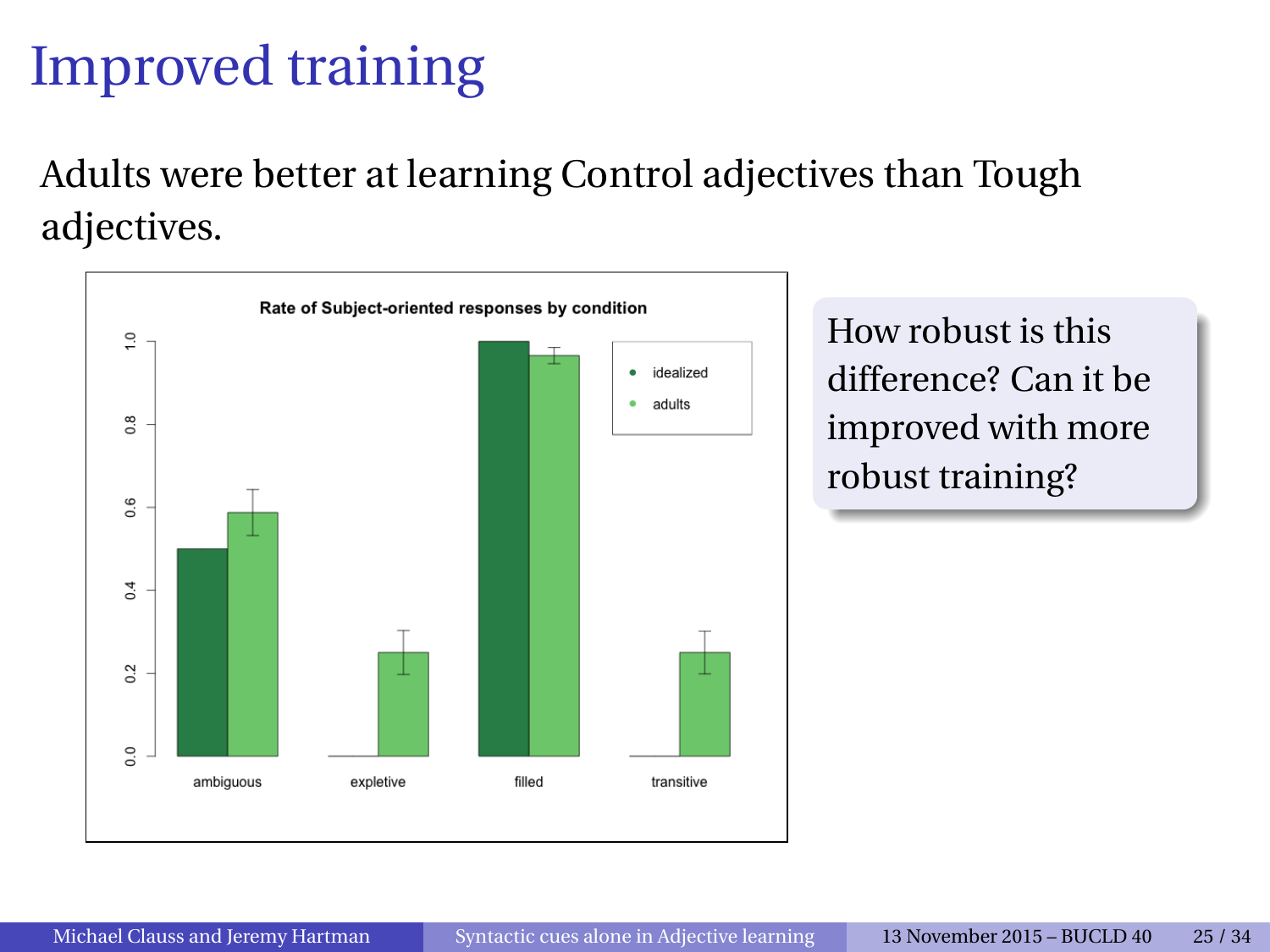# Improved training

Adults were better at learning Control adjectives than Tough adjectives.

Rate of Subject-oriented responses by condition

How robust is this difference? Can it be improved with more robust training?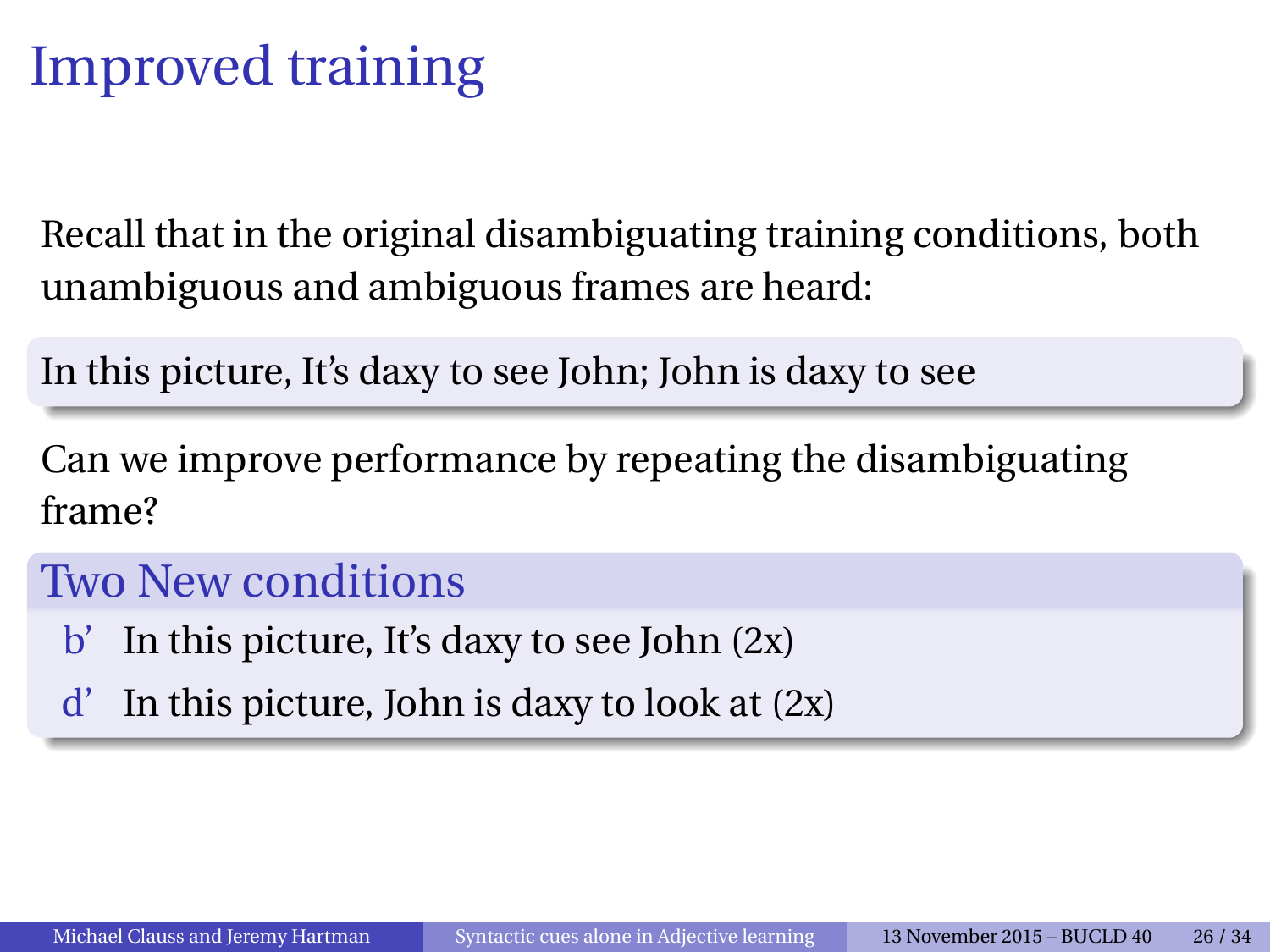# Improved training

Recall that in the original disambiguating training conditions, both unambiguous and ambiguous frames are heard:

In this picture, It's daxy to see John; John is daxy to see

Can we improve performance by repeating the disambiguating frame?

## Two New conditions

- b' In this picture, It's daxy to see John (2x)
- d' In this picture, John is daxy to look at (2x)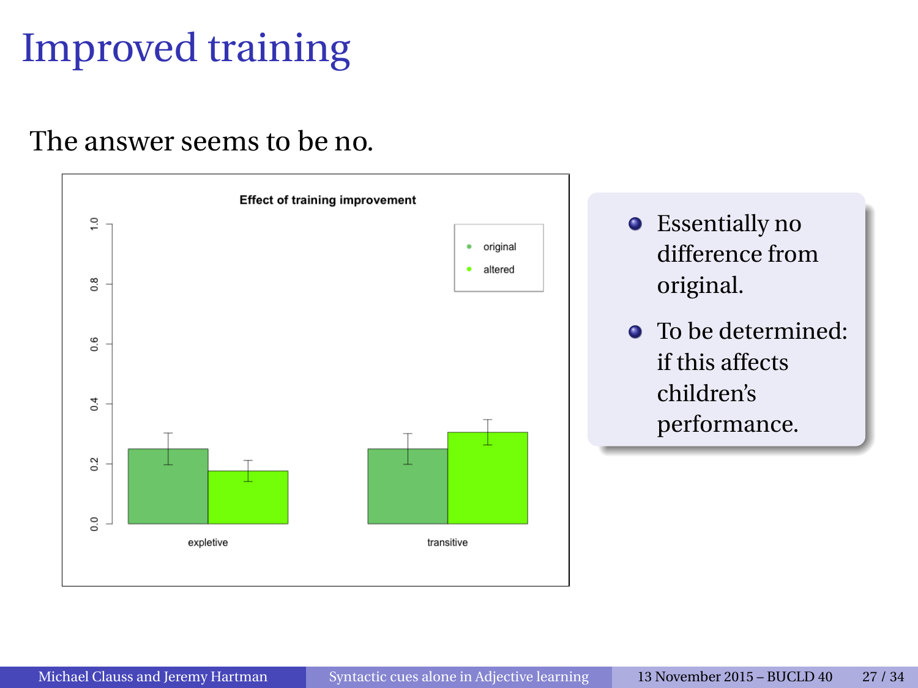# Improved training

The answer seems to be no.

- Essentially no difference from original.
- To be determined: if this affects children's performance.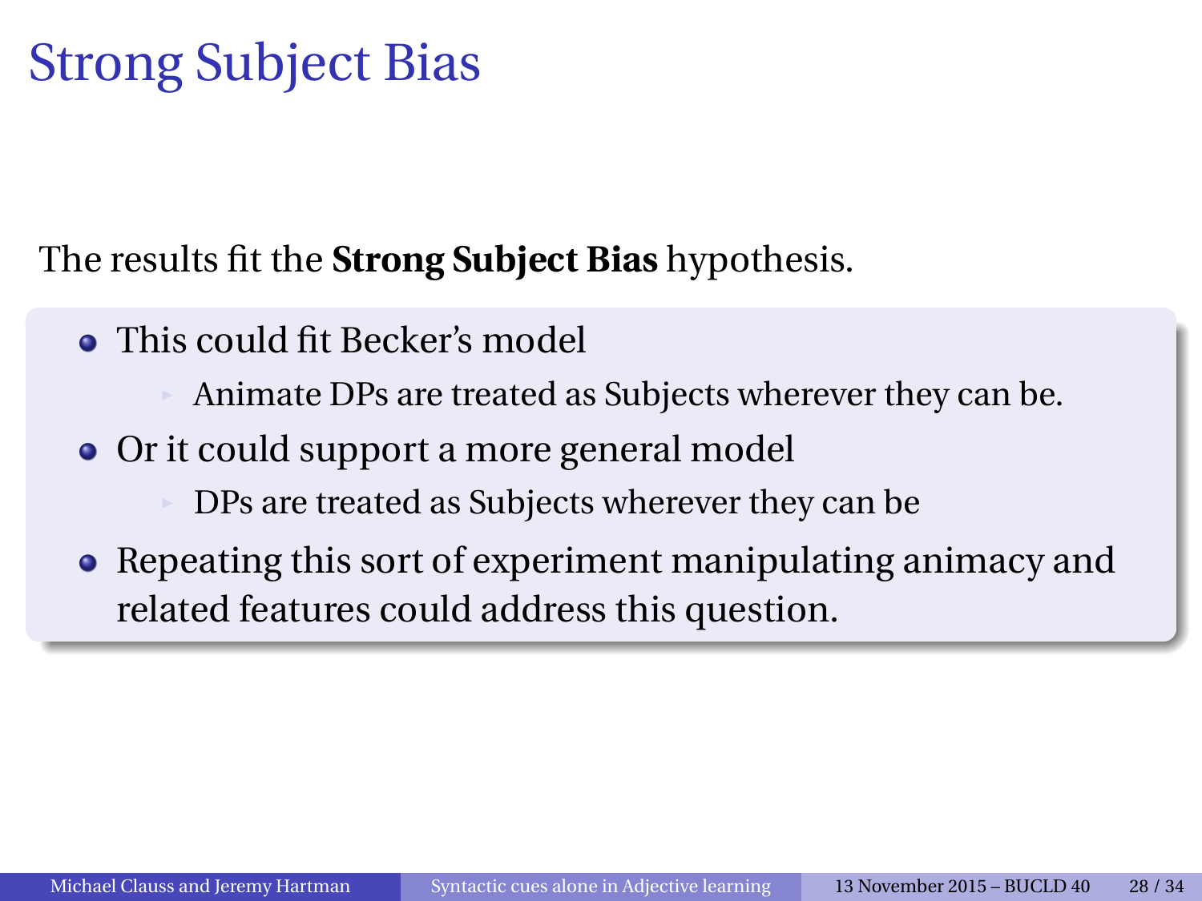# Strong Subject Bias

The results fit the **Strong Subject Bias** hypothesis.

- This could fit Becker's model
  - Animate DPs are treated as Subjects wherever they can be.
- Or it could support a more general model
  - DPs are treated as Subjects wherever they can be
- Repeating this sort of experiment manipulating animacy and related features could address this question.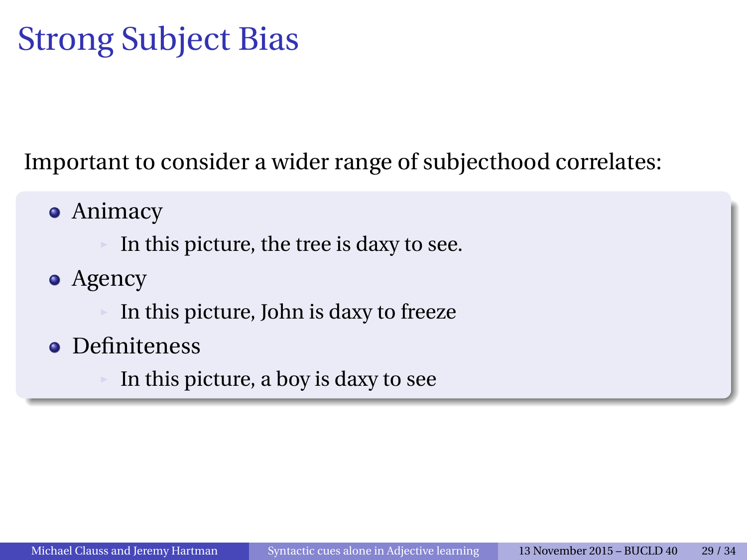# Strong Subject Bias

Important to consider a wider range of subjecthood correlates:

- Animacy
  - In this picture, the tree is daxy to see.
- Agency
  - In this picture, John is daxy to freeze
- Definiteness
  - In this picture, a boy is daxy to see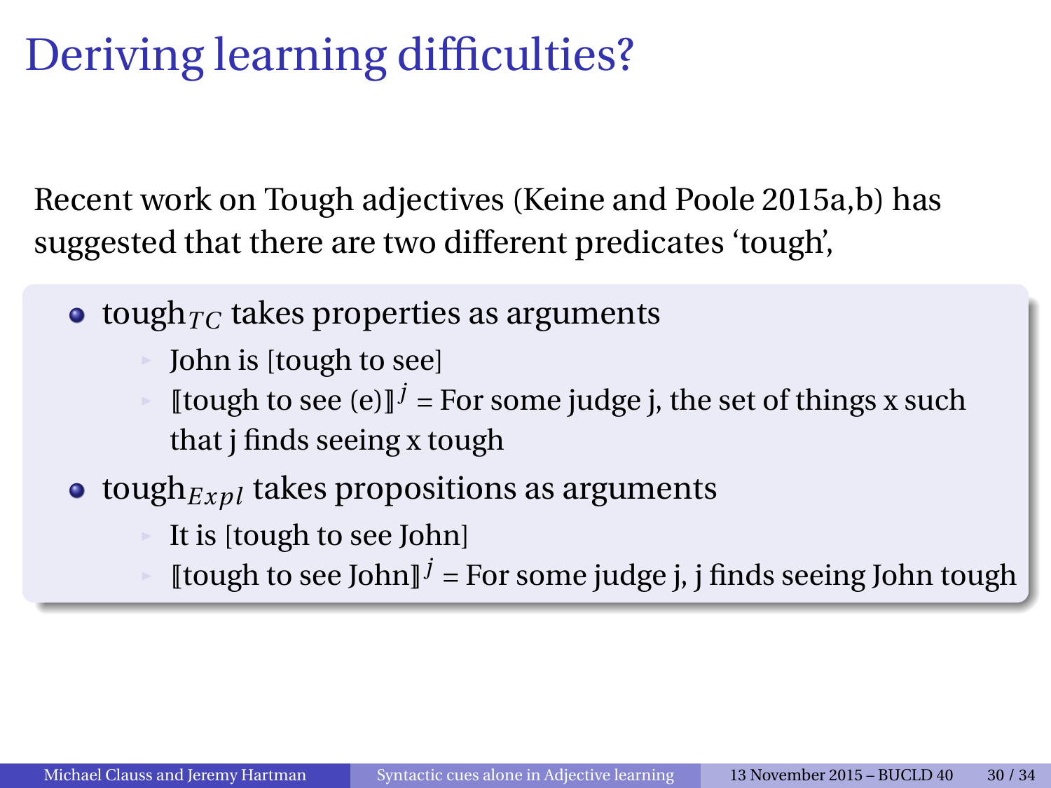# Deriving learning difficulties?

Recent work on Tough adjectives (Keine and Poole 2015a,b) has suggested that there are two different predicates 'tough',

- $\text{tough}_{TC}$ takes properties as arguments
  - John is [tough to see]
  - $[\![\text{tough to see (e)}]\!]^j$ = For some judge j, the set of things x such that j finds seeing x tough
- $\text{tough}_{Expl}$ takes propositions as arguments
  - It is [tough to see John]
  - $[\![\text{tough to see John}]\!]^j$ = For some judge j, j finds seeing John tough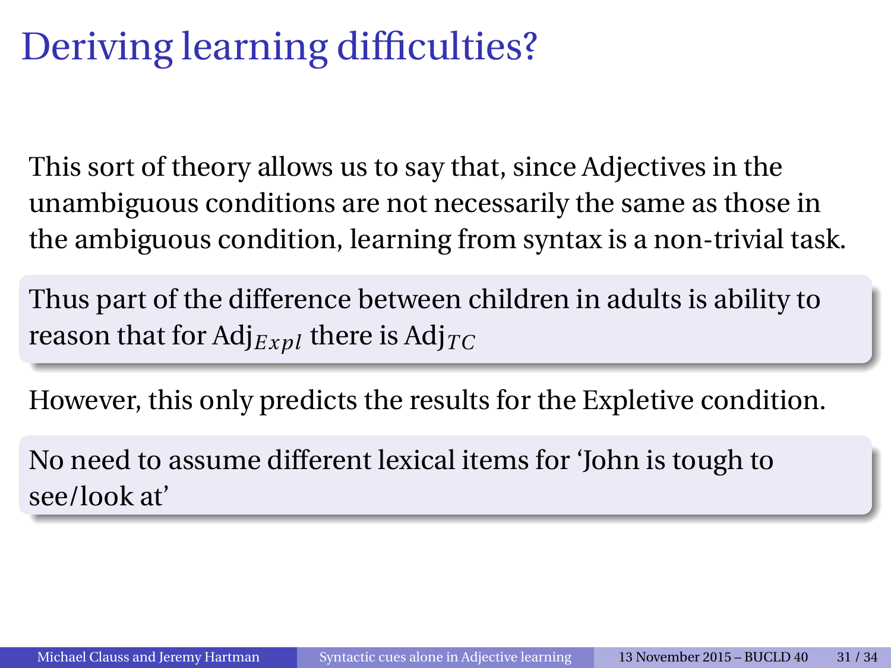# Deriving learning difficulties?

This sort of theory allows us to say that, since Adjectives in the unambiguous conditions are not necessarily the same as those in the ambiguous condition, learning from syntax is a non-trivial task.

Thus part of the difference between children in adults is ability to reason that for $\text{Adj}_{Expl}$ there is $\text{Adj}_{TC}$

However, this only predicts the results for the Expletive condition.

No need to assume different lexical items for 'John is tough to see/look at'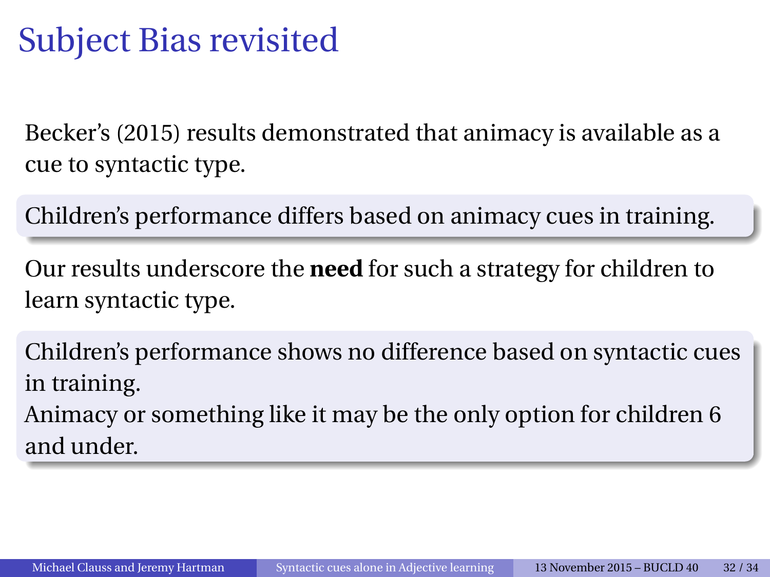# Subject Bias revisited

Becker's (2015) results demonstrated that animacy is available as a cue to syntactic type.

Children's performance differs based on animacy cues in training.

Our results underscore the **need** for such a strategy for children to learn syntactic type.

Children's performance shows no difference based on syntactic cues in training.
Animacy or something like it may be the only option for children 6 and under.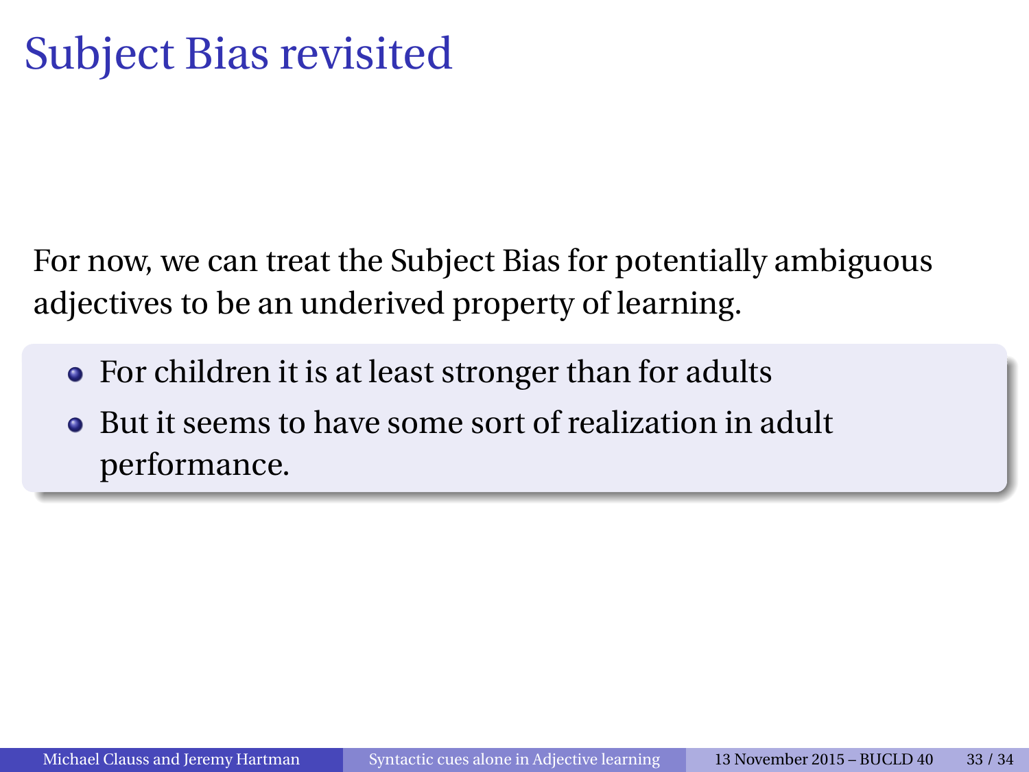# Subject Bias revisited

For now, we can treat the Subject Bias for potentially ambiguous adjectives to be an underived property of learning.

- For children it is at least stronger than for adults
- But it seems to have some sort of realization in adult performance.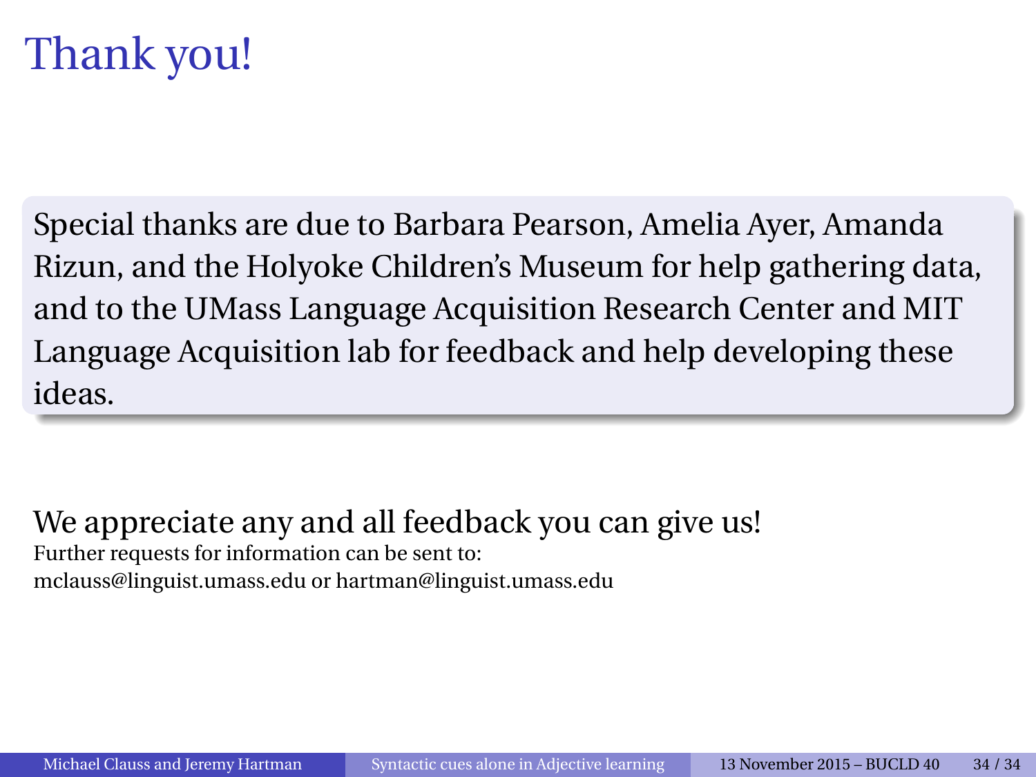# Thank you!

Special thanks are due to Barbara Pearson, Amelia Ayer, Amanda Rizun, and the Holyoke Children's Museum for help gathering data, and to the UMass Language Acquisition Research Center and MIT Language Acquisition lab for feedback and help developing these ideas.

We appreciate any and all feedback you can give us!

Further requests for information can be sent to:
mclauss@linguist.umass.edu or hartman@linguist.umass.edu